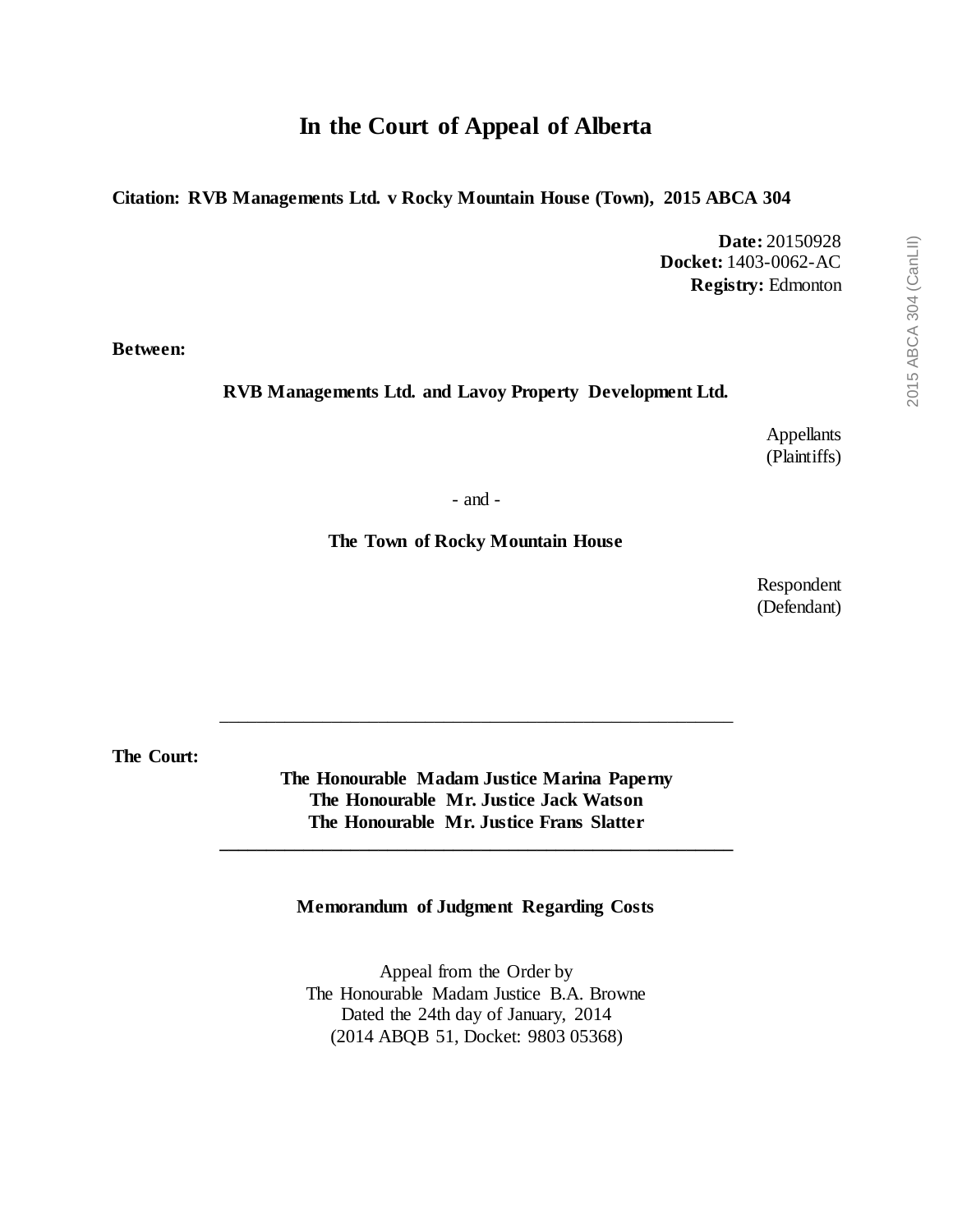# In the Court of Appeal of Alberta

**Citation: RVB Managements Ltd. v Rocky Mountain House (Town), 2015 ABCA 304**

**Date:** 20150928
**Docket:** 1403-0062-AC
**Registry:** Edmonton

**Between:**

**RVB Managements Ltd. and Lavoy Property Development Ltd.**

Appellants
(Plaintiffs)

\- and -

**The Town of Rocky Mountain House**

Respondent
(Defendant)

---

**The Court:**

**The Honourable Madam Justice Marina Paperny**
**The Honourable Mr. Justice Jack Watson**
**The Honourable Mr. Justice Frans Slatter**

---

**Memorandum of Judgment Regarding Costs**

Appeal from the Order by
The Honourable Madam Justice B.A. Browne
Dated the 24th day of January, 2014
(2014 ABQB 51, Docket: 9803 05368)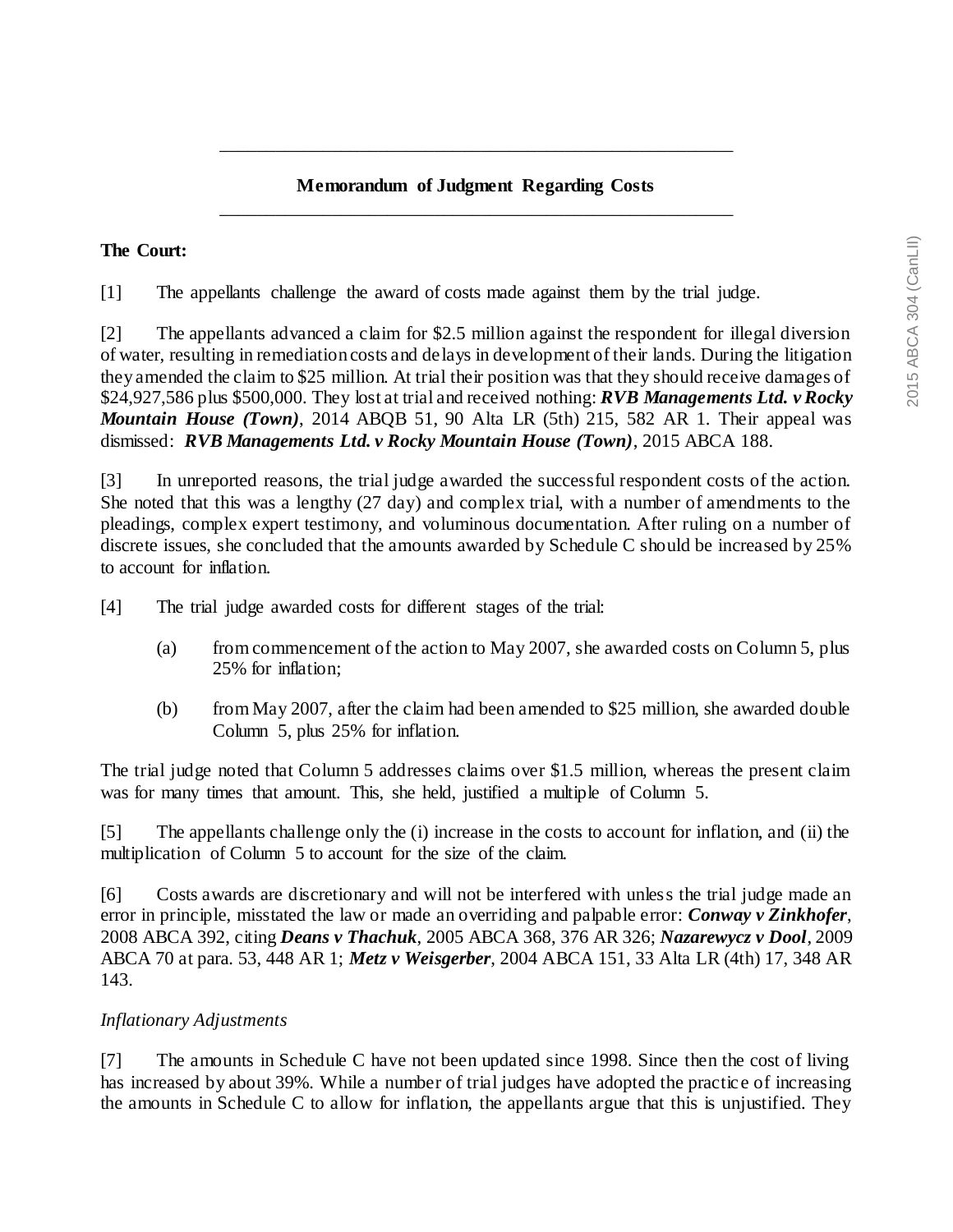## Memorandum of Judgment Regarding Costs

**The Court:**

[1] The appellants challenge the award of costs made against them by the trial judge.

[2] The appellants advanced a claim for $2.5 million against the respondent for illegal diversion of water, resulting in remediation costs and delays in development of their lands. During the litigation they amended the claim to $25 million. At trial their position was that they should receive damages of $24,927,586 plus $500,000. They lost at trial and received nothing: ***RVB Managements Ltd. v Rocky Mountain House (Town)***, 2014 ABQB 51, 90 Alta LR (5th) 215, 582 AR 1. Their appeal was dismissed: ***RVB Managements Ltd. v Rocky Mountain House (Town)***, 2015 ABCA 188.

[3] In unreported reasons, the trial judge awarded the successful respondent costs of the action. She noted that this was a lengthy (27 day) and complex trial, with a number of amendments to the pleadings, complex expert testimony, and voluminous documentation. After ruling on a number of discrete issues, she concluded that the amounts awarded by Schedule C should be increased by 25% to account for inflation.

[4] The trial judge awarded costs for different stages of the trial:

> (a) from commencement of the action to May 2007, she awarded costs on Column 5, plus 25% for inflation;
>
> (b) from May 2007, after the claim had been amended to $25 million, she awarded double Column 5, plus 25% for inflation.

The trial judge noted that Column 5 addresses claims over $1.5 million, whereas the present claim was for many times that amount. This, she held, justified a multiple of Column 5.

[5] The appellants challenge only the (i) increase in the costs to account for inflation, and (ii) the multiplication of Column 5 to account for the size of the claim.

[6] Costs awards are discretionary and will not be interfered with unless the trial judge made an error in principle, misstated the law or made an overriding and palpable error: ***Conway v Zinkhofer***, 2008 ABCA 392, citing ***Deans v Thachuk***, 2005 ABCA 368, 376 AR 326; ***Nazarewycz v Dool***, 2009 ABCA 70 at para. 53, 448 AR 1; ***Metz v Weisgerber***, 2004 ABCA 151, 33 Alta LR (4th) 17, 348 AR 143.

*Inflationary Adjustments*

[7] The amounts in Schedule C have not been updated since 1998. Since then the cost of living has increased by about 39%. While a number of trial judges have adopted the practice of increasing the amounts in Schedule C to allow for inflation, the appellants argue that this is unjustified. They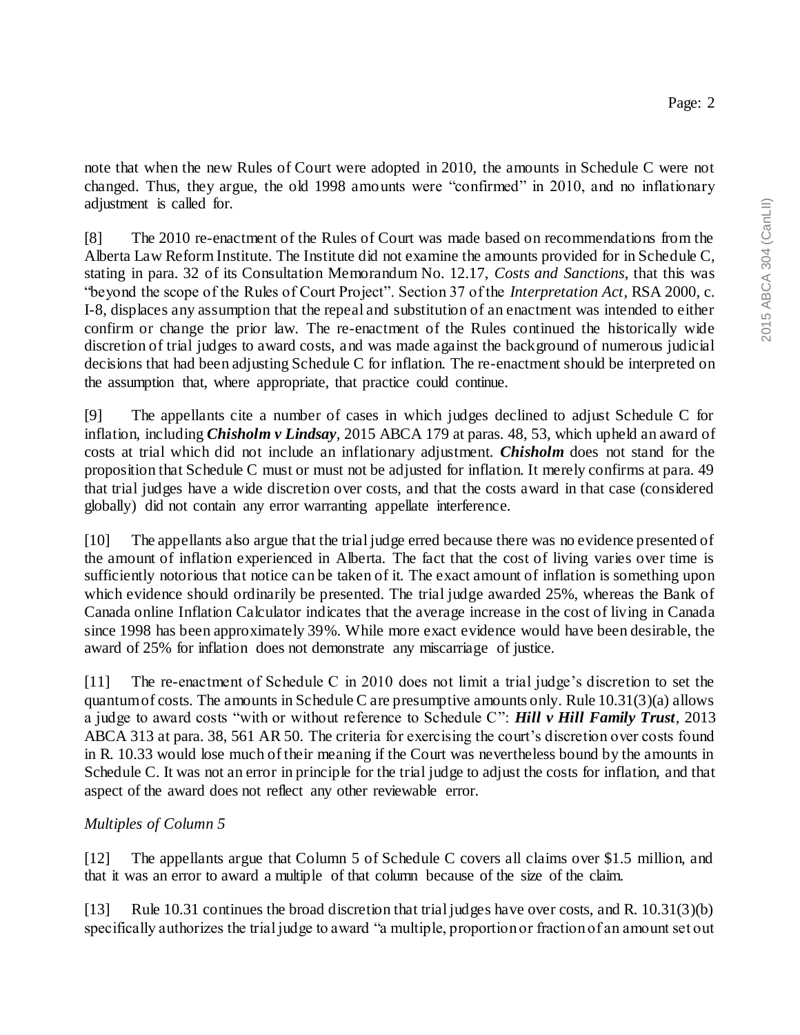note that when the new Rules of Court were adopted in 2010, the amounts in Schedule C were not changed. Thus, they argue, the old 1998 amounts were "confirmed" in 2010, and no inflationary adjustment is called for.

[8] The 2010 re-enactment of the Rules of Court was made based on recommendations from the Alberta Law Reform Institute. The Institute did not examine the amounts provided for in Schedule C, stating in para. 32 of its Consultation Memorandum No. 12.17, *Costs and Sanctions*, that this was "beyond the scope of the Rules of Court Project". Section 37 of the *Interpretation Act*, RSA 2000, c. I-8, displaces any assumption that the repeal and substitution of an enactment was intended to either confirm or change the prior law. The re-enactment of the Rules continued the historically wide discretion of trial judges to award costs, and was made against the background of numerous judicial decisions that had been adjusting Schedule C for inflation. The re-enactment should be interpreted on the assumption that, where appropriate, that practice could continue.

[9] The appellants cite a number of cases in which judges declined to adjust Schedule C for inflation, including ***Chisholm v Lindsay***, 2015 ABCA 179 at paras. 48, 53, which upheld an award of costs at trial which did not include an inflationary adjustment. ***Chisholm*** does not stand for the proposition that Schedule C must or must not be adjusted for inflation. It merely confirms at para. 49 that trial judges have a wide discretion over costs, and that the costs award in that case (considered globally) did not contain any error warranting appellate interference.

[10] The appellants also argue that the trial judge erred because there was no evidence presented of the amount of inflation experienced in Alberta. The fact that the cost of living varies over time is sufficiently notorious that notice can be taken of it. The exact amount of inflation is something upon which evidence should ordinarily be presented. The trial judge awarded 25%, whereas the Bank of Canada online Inflation Calculator indicates that the average increase in the cost of living in Canada since 1998 has been approximately 39%. While more exact evidence would have been desirable, the award of 25% for inflation does not demonstrate any miscarriage of justice.

[11] The re-enactment of Schedule C in 2010 does not limit a trial judge's discretion to set the quantum of costs. The amounts in Schedule C are presumptive amounts only. Rule 10.31(3)(a) allows a judge to award costs "with or without reference to Schedule C": ***Hill v Hill Family Trust***, 2013 ABCA 313 at para. 38, 561 AR 50. The criteria for exercising the court's discretion over costs found in R. 10.33 would lose much of their meaning if the Court was nevertheless bound by the amounts in Schedule C. It was not an error in principle for the trial judge to adjust the costs for inflation, and that aspect of the award does not reflect any other reviewable error.

*Multiples of Column 5*

[12] The appellants argue that Column 5 of Schedule C covers all claims over $1.5 million, and that it was an error to award a multiple of that column because of the size of the claim.

[13] Rule 10.31 continues the broad discretion that trial judges have over costs, and R. 10.31(3)(b) specifically authorizes the trial judge to award "a multiple, proportion or fraction of an amount set out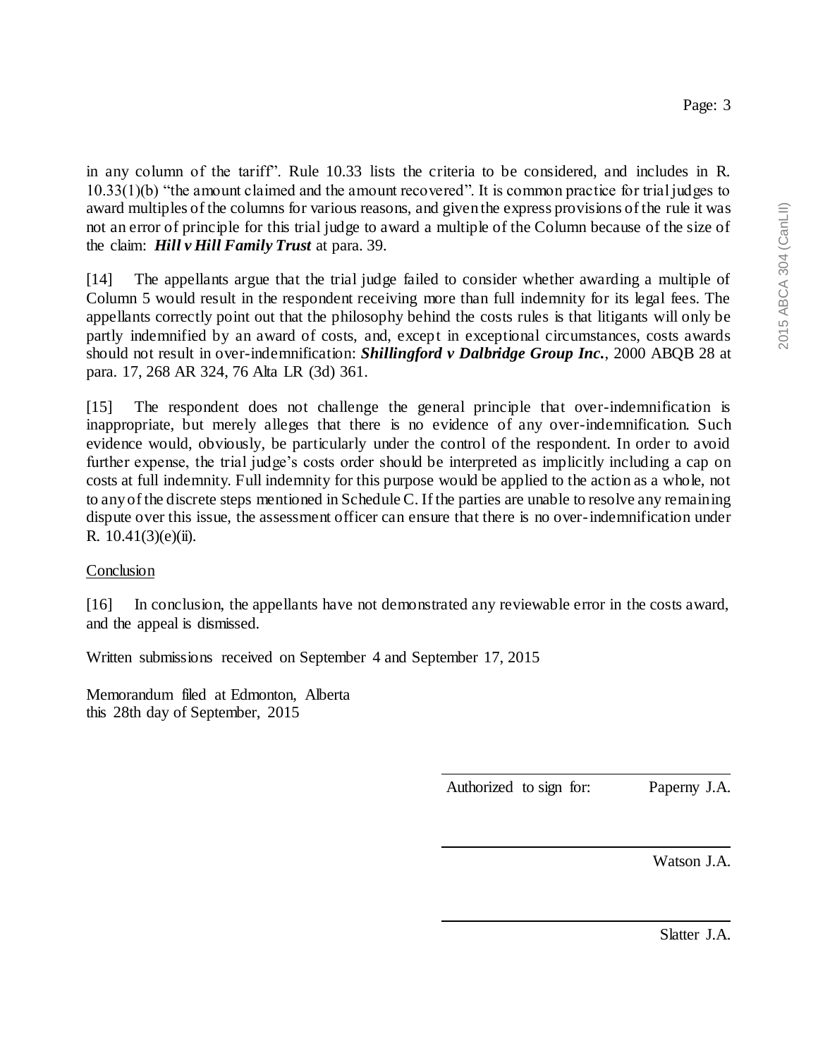in any column of the tariff". Rule 10.33 lists the criteria to be considered, and includes in R. 10.33(1)(b) "the amount claimed and the amount recovered". It is common practice for trial judges to award multiples of the columns for various reasons, and given the express provisions of the rule it was not an error of principle for this trial judge to award a multiple of the Column because of the size of the claim: ***Hill v Hill Family Trust*** at para. 39.

[14] The appellants argue that the trial judge failed to consider whether awarding a multiple of Column 5 would result in the respondent receiving more than full indemnity for its legal fees. The appellants correctly point out that the philosophy behind the costs rules is that litigants will only be partly indemnified by an award of costs, and, except in exceptional circumstances, costs awards should not result in over-indemnification: ***Shillingford v Dalbridge Group Inc.***, 2000 ABQB 28 at para. 17, 268 AR 324, 76 Alta LR (3d) 361.

[15] The respondent does not challenge the general principle that over-indemnification is inappropriate, but merely alleges that there is no evidence of any over-indemnification. Such evidence would, obviously, be particularly under the control of the respondent. In order to avoid further expense, the trial judge's costs order should be interpreted as implicitly including a cap on costs at full indemnity. Full indemnity for this purpose would be applied to the action as a whole, not to any of the discrete steps mentioned in Schedule C. If the parties are unable to resolve any remaining dispute over this issue, the assessment officer can ensure that there is no over-indemnification under R. 10.41(3)(e)(ii).

Conclusion

[16] In conclusion, the appellants have not demonstrated any reviewable error in the costs award, and the appeal is dismissed.

Written submissions received on September 4 and September 17, 2015

Memorandum filed at Edmonton, Alberta
this 28th day of September, 2015

Authorized to sign for: Paperny J.A.

Watson J.A.

Slatter J.A.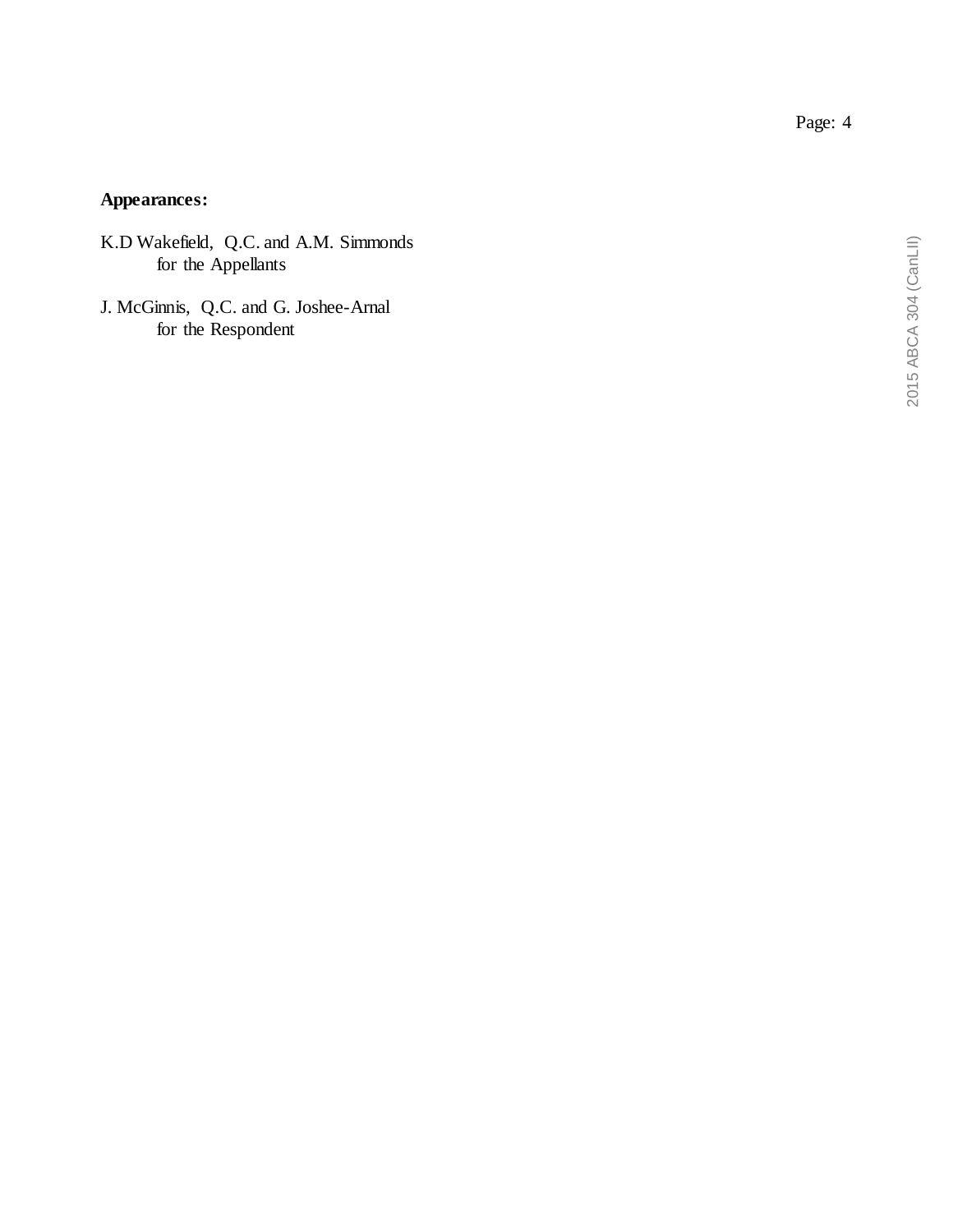**Appearances:**

K.D Wakefield, Q.C. and A.M. Simmonds
for the Appellants

J. McGinnis, Q.C. and G. Joshee-Arnal
for the Respondent